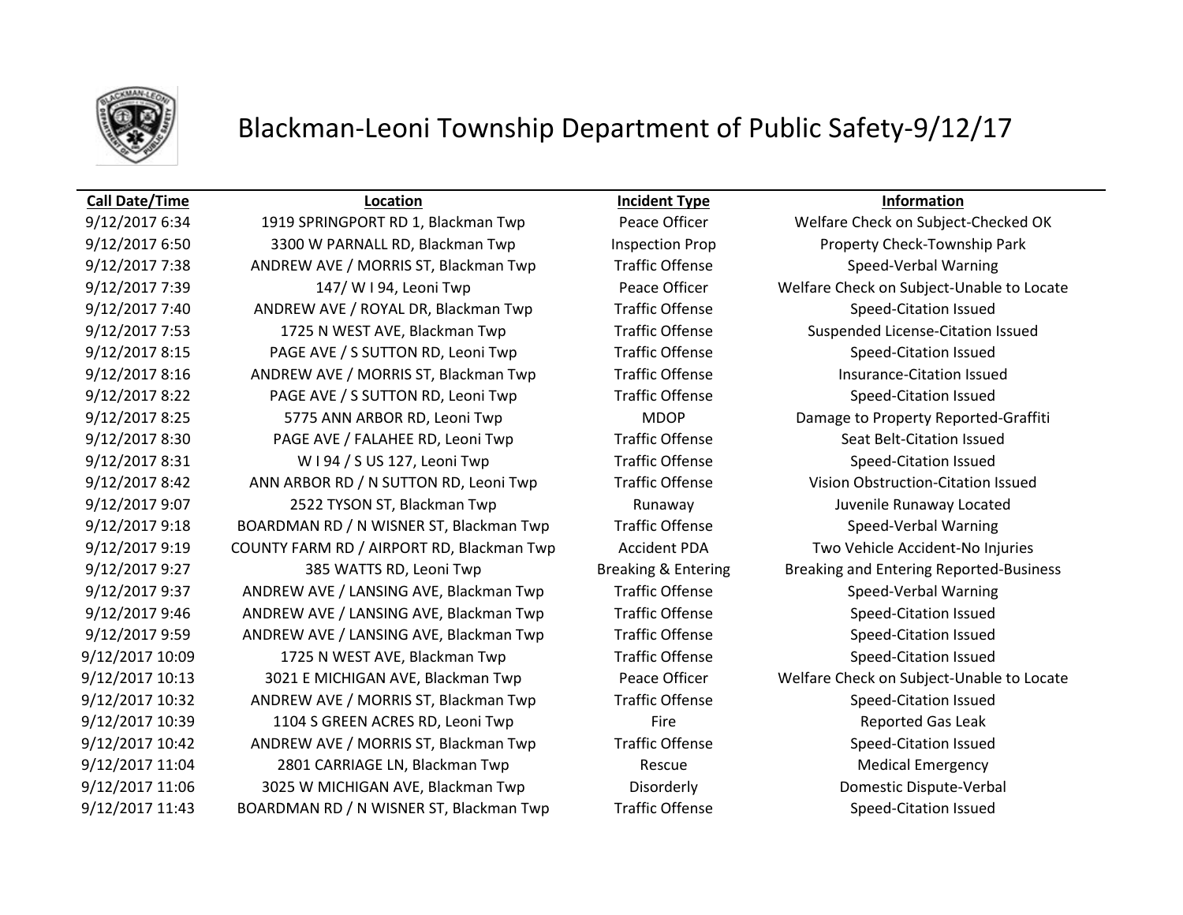# Blackman-Leoni Township Department of Public Safety-9/12/17

| Call Date/Time | Location | Incident Type | Information |
|---|---|---|---|
| 9/12/2017 6:34 | 1919 SPRINGPORT RD 1, Blackman Twp | Peace Officer | Welfare Check on Subject-Checked OK |
| 9/12/2017 6:50 | 3300 W PARNALL RD, Blackman Twp | Inspection Prop | Property Check-Township Park |
| 9/12/2017 7:38 | ANDREW AVE / MORRIS ST, Blackman Twp | Traffic Offense | Speed-Verbal Warning |
| 9/12/2017 7:39 | 147/ W I 94, Leoni Twp | Peace Officer | Welfare Check on Subject-Unable to Locate |
| 9/12/2017 7:40 | ANDREW AVE / ROYAL DR, Blackman Twp | Traffic Offense | Speed-Citation Issued |
| 9/12/2017 7:53 | 1725 N WEST AVE, Blackman Twp | Traffic Offense | Suspended License-Citation Issued |
| 9/12/2017 8:15 | PAGE AVE / S SUTTON RD, Leoni Twp | Traffic Offense | Speed-Citation Issued |
| 9/12/2017 8:16 | ANDREW AVE / MORRIS ST, Blackman Twp | Traffic Offense | Insurance-Citation Issued |
| 9/12/2017 8:22 | PAGE AVE / S SUTTON RD, Leoni Twp | Traffic Offense | Speed-Citation Issued |
| 9/12/2017 8:25 | 5775 ANN ARBOR RD, Leoni Twp | MDOP | Damage to Property Reported-Graffiti |
| 9/12/2017 8:30 | PAGE AVE / FALAHEE RD, Leoni Twp | Traffic Offense | Seat Belt-Citation Issued |
| 9/12/2017 8:31 | W I 94 / S US 127, Leoni Twp | Traffic Offense | Speed-Citation Issued |
| 9/12/2017 8:42 | ANN ARBOR RD / N SUTTON RD, Leoni Twp | Traffic Offense | Vision Obstruction-Citation Issued |
| 9/12/2017 9:07 | 2522 TYSON ST, Blackman Twp | Runaway | Juvenile Runaway Located |
| 9/12/2017 9:18 | BOARDMAN RD / N WISNER ST, Blackman Twp | Traffic Offense | Speed-Verbal Warning |
| 9/12/2017 9:19 | COUNTY FARM RD / AIRPORT RD, Blackman Twp | Accident PDA | Two Vehicle Accident-No Injuries |
| 9/12/2017 9:27 | 385 WATTS RD, Leoni Twp | Breaking & Entering | Breaking and Entering Reported-Business |
| 9/12/2017 9:37 | ANDREW AVE / LANSING AVE, Blackman Twp | Traffic Offense | Speed-Verbal Warning |
| 9/12/2017 9:46 | ANDREW AVE / LANSING AVE, Blackman Twp | Traffic Offense | Speed-Citation Issued |
| 9/12/2017 9:59 | ANDREW AVE / LANSING AVE, Blackman Twp | Traffic Offense | Speed-Citation Issued |
| 9/12/2017 10:09 | 1725 N WEST AVE, Blackman Twp | Traffic Offense | Speed-Citation Issued |
| 9/12/2017 10:13 | 3021 E MICHIGAN AVE, Blackman Twp | Peace Officer | Welfare Check on Subject-Unable to Locate |
| 9/12/2017 10:32 | ANDREW AVE / MORRIS ST, Blackman Twp | Traffic Offense | Speed-Citation Issued |
| 9/12/2017 10:39 | 1104 S GREEN ACRES RD, Leoni Twp | Fire | Reported Gas Leak |
| 9/12/2017 10:42 | ANDREW AVE / MORRIS ST, Blackman Twp | Traffic Offense | Speed-Citation Issued |
| 9/12/2017 11:04 | 2801 CARRIAGE LN, Blackman Twp | Rescue | Medical Emergency |
| 9/12/2017 11:06 | 3025 W MICHIGAN AVE, Blackman Twp | Disorderly | Domestic Dispute-Verbal |
| 9/12/2017 11:43 | BOARDMAN RD / N WISNER ST, Blackman Twp | Traffic Offense | Speed-Citation Issued |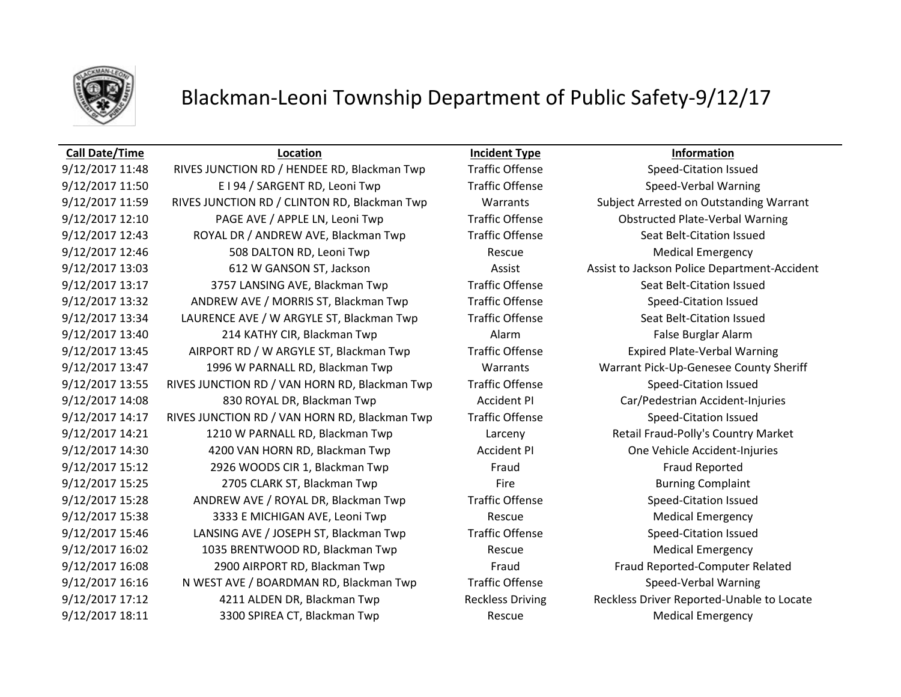# Blackman-Leoni Township Department of Public Safety-9/12/17

| Call Date/Time | Location | Incident Type | Information |
|---|---|---|---|
| 9/12/2017 11:48 | RIVES JUNCTION RD / HENDEE RD, Blackman Twp | Traffic Offense | Speed-Citation Issued |
| 9/12/2017 11:50 | E I 94 / SARGENT RD, Leoni Twp | Traffic Offense | Speed-Verbal Warning |
| 9/12/2017 11:59 | RIVES JUNCTION RD / CLINTON RD, Blackman Twp | Warrants | Subject Arrested on Outstanding Warrant |
| 9/12/2017 12:10 | PAGE AVE / APPLE LN, Leoni Twp | Traffic Offense | Obstructed Plate-Verbal Warning |
| 9/12/2017 12:43 | ROYAL DR / ANDREW AVE, Blackman Twp | Traffic Offense | Seat Belt-Citation Issued |
| 9/12/2017 12:46 | 508 DALTON RD, Leoni Twp | Rescue | Medical Emergency |
| 9/12/2017 13:03 | 612 W GANSON ST, Jackson | Assist | Assist to Jackson Police Department-Accident |
| 9/12/2017 13:17 | 3757 LANSING AVE, Blackman Twp | Traffic Offense | Seat Belt-Citation Issued |
| 9/12/2017 13:32 | ANDREW AVE / MORRIS ST, Blackman Twp | Traffic Offense | Speed-Citation Issued |
| 9/12/2017 13:34 | LAURENCE AVE / W ARGYLE ST, Blackman Twp | Traffic Offense | Seat Belt-Citation Issued |
| 9/12/2017 13:40 | 214 KATHY CIR, Blackman Twp | Alarm | False Burglar Alarm |
| 9/12/2017 13:45 | AIRPORT RD / W ARGYLE ST, Blackman Twp | Traffic Offense | Expired Plate-Verbal Warning |
| 9/12/2017 13:47 | 1996 W PARNALL RD, Blackman Twp | Warrants | Warrant Pick-Up-Genesee County Sheriff |
| 9/12/2017 13:55 | RIVES JUNCTION RD / VAN HORN RD, Blackman Twp | Traffic Offense | Speed-Citation Issued |
| 9/12/2017 14:08 | 830 ROYAL DR, Blackman Twp | Accident PI | Car/Pedestrian Accident-Injuries |
| 9/12/2017 14:17 | RIVES JUNCTION RD / VAN HORN RD, Blackman Twp | Traffic Offense | Speed-Citation Issued |
| 9/12/2017 14:21 | 1210 W PARNALL RD, Blackman Twp | Larceny | Retail Fraud-Polly's Country Market |
| 9/12/2017 14:30 | 4200 VAN HORN RD, Blackman Twp | Accident PI | One Vehicle Accident-Injuries |
| 9/12/2017 15:12 | 2926 WOODS CIR 1, Blackman Twp | Fraud | Fraud Reported |
| 9/12/2017 15:25 | 2705 CLARK ST, Blackman Twp | Fire | Burning Complaint |
| 9/12/2017 15:28 | ANDREW AVE / ROYAL DR, Blackman Twp | Traffic Offense | Speed-Citation Issued |
| 9/12/2017 15:38 | 3333 E MICHIGAN AVE, Leoni Twp | Rescue | Medical Emergency |
| 9/12/2017 15:46 | LANSING AVE / JOSEPH ST, Blackman Twp | Traffic Offense | Speed-Citation Issued |
| 9/12/2017 16:02 | 1035 BRENTWOOD RD, Blackman Twp | Rescue | Medical Emergency |
| 9/12/2017 16:08 | 2900 AIRPORT RD, Blackman Twp | Fraud | Fraud Reported-Computer Related |
| 9/12/2017 16:16 | N WEST AVE / BOARDMAN RD, Blackman Twp | Traffic Offense | Speed-Verbal Warning |
| 9/12/2017 17:12 | 4211 ALDEN DR, Blackman Twp | Reckless Driving | Reckless Driver Reported-Unable to Locate |
| 9/12/2017 18:11 | 3300 SPIREA CT, Blackman Twp | Rescue | Medical Emergency |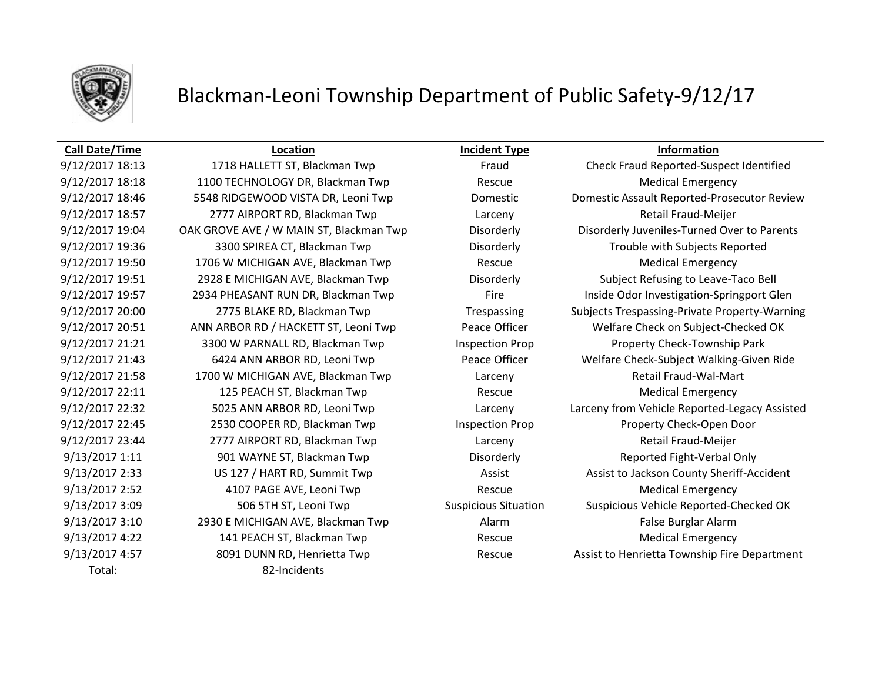# Blackman-Leoni Township Department of Public Safety-9/12/17

| Call Date/Time | Location | Incident Type | Information |
| --- | --- | --- | --- |
| 9/12/2017 18:13 | 1718 HALLETT ST, Blackman Twp | Fraud | Check Fraud Reported-Suspect Identified |
| 9/12/2017 18:18 | 1100 TECHNOLOGY DR, Blackman Twp | Rescue | Medical Emergency |
| 9/12/2017 18:46 | 5548 RIDGEWOOD VISTA DR, Leoni Twp | Domestic | Domestic Assault Reported-Prosecutor Review |
| 9/12/2017 18:57 | 2777 AIRPORT RD, Blackman Twp | Larceny | Retail Fraud-Meijer |
| 9/12/2017 19:04 | OAK GROVE AVE / W MAIN ST, Blackman Twp | Disorderly | Disorderly Juveniles-Turned Over to Parents |
| 9/12/2017 19:36 | 3300 SPIREA CT, Blackman Twp | Disorderly | Trouble with Subjects Reported |
| 9/12/2017 19:50 | 1706 W MICHIGAN AVE, Blackman Twp | Rescue | Medical Emergency |
| 9/12/2017 19:51 | 2928 E MICHIGAN AVE, Blackman Twp | Disorderly | Subject Refusing to Leave-Taco Bell |
| 9/12/2017 19:57 | 2934 PHEASANT RUN DR, Blackman Twp | Fire | Inside Odor Investigation-Springport Glen |
| 9/12/2017 20:00 | 2775 BLAKE RD, Blackman Twp | Trespassing | Subjects Trespassing-Private Property-Warning |
| 9/12/2017 20:51 | ANN ARBOR RD / HACKETT ST, Leoni Twp | Peace Officer | Welfare Check on Subject-Checked OK |
| 9/12/2017 21:21 | 3300 W PARNALL RD, Blackman Twp | Inspection Prop | Property Check-Township Park |
| 9/12/2017 21:43 | 6424 ANN ARBOR RD, Leoni Twp | Peace Officer | Welfare Check-Subject Walking-Given Ride |
| 9/12/2017 21:58 | 1700 W MICHIGAN AVE, Blackman Twp | Larceny | Retail Fraud-Wal-Mart |
| 9/12/2017 22:11 | 125 PEACH ST, Blackman Twp | Rescue | Medical Emergency |
| 9/12/2017 22:32 | 5025 ANN ARBOR RD, Leoni Twp | Larceny | Larceny from Vehicle Reported-Legacy Assisted |
| 9/12/2017 22:45 | 2530 COOPER RD, Blackman Twp | Inspection Prop | Property Check-Open Door |
| 9/12/2017 23:44 | 2777 AIRPORT RD, Blackman Twp | Larceny | Retail Fraud-Meijer |
| 9/13/2017 1:11 | 901 WAYNE ST, Blackman Twp | Disorderly | Reported Fight-Verbal Only |
| 9/13/2017 2:33 | US 127 / HART RD, Summit Twp | Assist | Assist to Jackson County Sheriff-Accident |
| 9/13/2017 2:52 | 4107 PAGE AVE, Leoni Twp | Rescue | Medical Emergency |
| 9/13/2017 3:09 | 506 5TH ST, Leoni Twp | Suspicious Situation | Suspicious Vehicle Reported-Checked OK |
| 9/13/2017 3:10 | 2930 E MICHIGAN AVE, Blackman Twp | Alarm | False Burglar Alarm |
| 9/13/2017 4:22 | 141 PEACH ST, Blackman Twp | Rescue | Medical Emergency |
| 9/13/2017 4:57 | 8091 DUNN RD, Henrietta Twp | Rescue | Assist to Henrietta Township Fire Department |
| Total: | 82-Incidents | | |